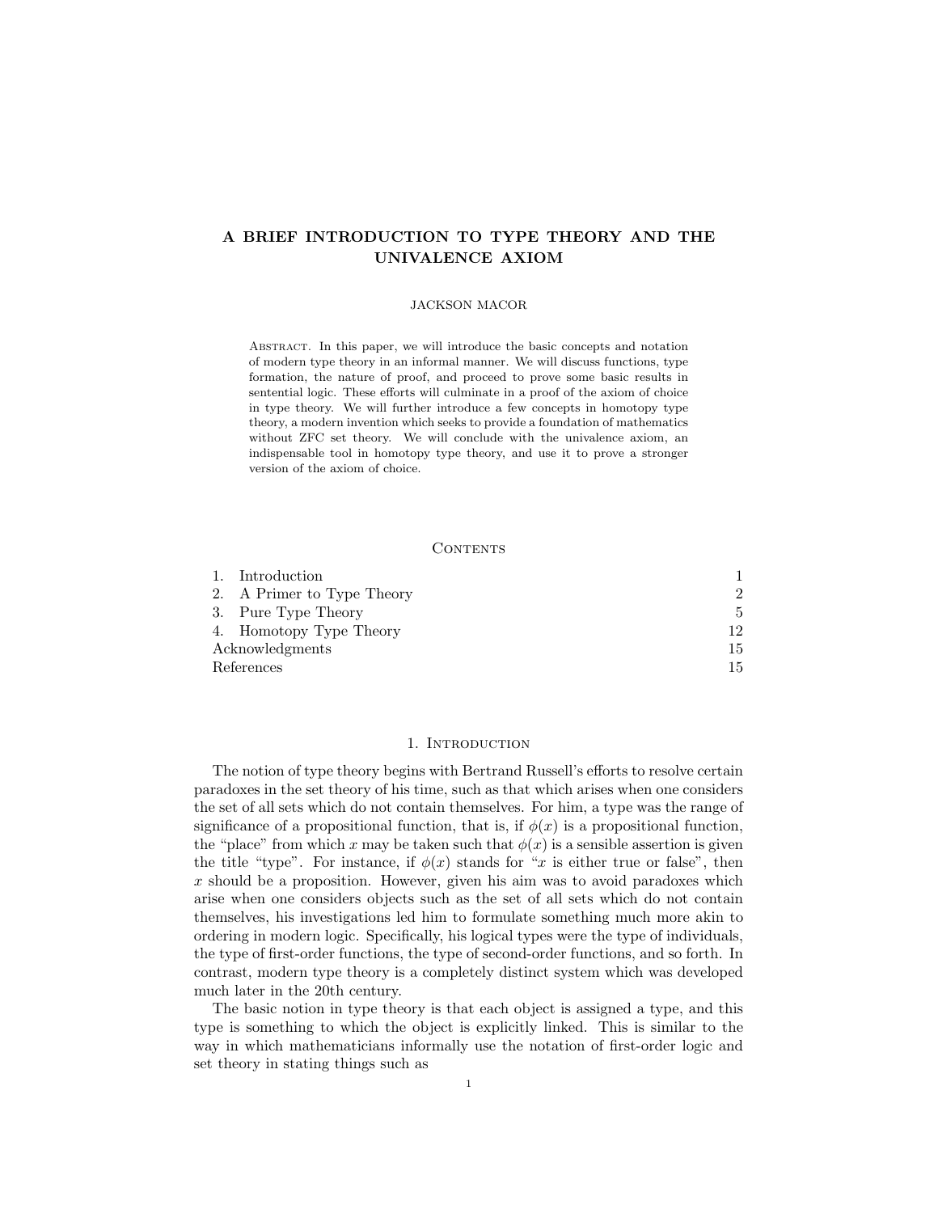# A BRIEF INTRODUCTION TO TYPE THEORY AND THE UNIVALENCE AXIOM

JACKSON MACOR

Abstract. In this paper, we will introduce the basic concepts and notation of modern type theory in an informal manner. We will discuss functions, type formation, the nature of proof, and proceed to prove some basic results in sentential logic. These efforts will culminate in a proof of the axiom of choice in type theory. We will further introduce a few concepts in homotopy type theory, a modern invention which seeks to provide a foundation of mathematics without ZFC set theory. We will conclude with the univalence axiom, an indispensable tool in homotopy type theory, and use it to prove a stronger version of the axiom of choice.

## Contents

| | |
|---|---|
| 1. Introduction | 1 |
| 2. A Primer to Type Theory | 2 |
| 3. Pure Type Theory | 5 |
| 4. Homotopy Type Theory | 12 |
| Acknowledgments | 15 |
| References | 15 |

## 1. Introduction

The notion of type theory begins with Bertrand Russell's efforts to resolve certain paradoxes in the set theory of his time, such as that which arises when one considers the set of all sets which do not contain themselves. For him, a type was the range of significance of a propositional function, that is, if $\phi(x)$ is a propositional function, the "place" from which $x$ may be taken such that $\phi(x)$ is a sensible assertion is given the title "type". For instance, if $\phi(x)$ stands for "$x$ is either true or false", then $x$ should be a proposition. However, given his aim was to avoid paradoxes which arise when one considers objects such as the set of all sets which do not contain themselves, his investigations led him to formulate something much more akin to ordering in modern logic. Specifically, his logical types were the type of individuals, the type of first-order functions, the type of second-order functions, and so forth. In contrast, modern type theory is a completely distinct system which was developed much later in the 20th century.

The basic notion in type theory is that each object is assigned a type, and this type is something to which the object is explicitly linked. This is similar to the way in which mathematicians informally use the notation of first-order logic and set theory in stating things such as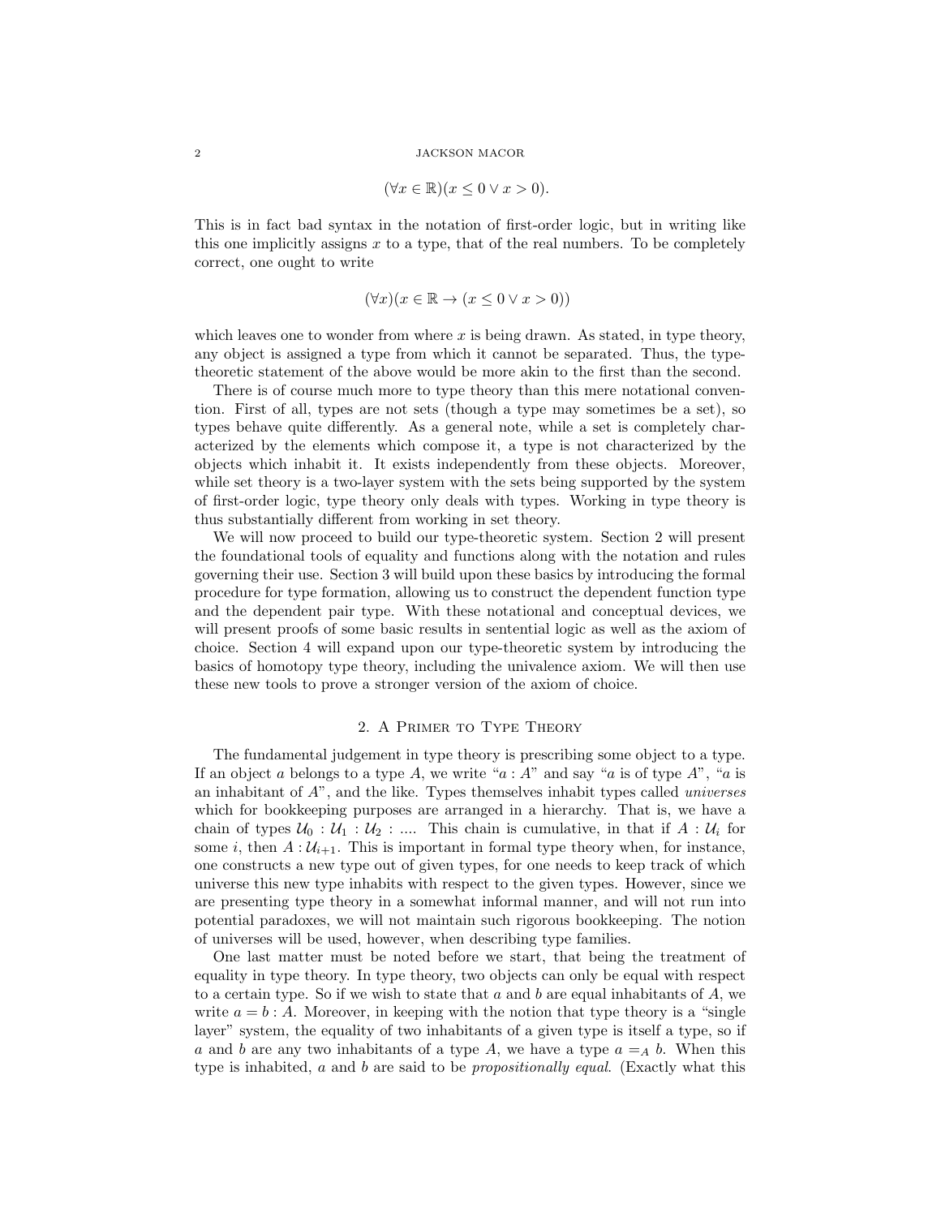$$(\forall x \in \mathbb{R})(x \leq 0 \vee x > 0).$$

This is in fact bad syntax in the notation of first-order logic, but in writing like this one implicitly assigns $x$ to a type, that of the real numbers. To be completely correct, one ought to write

$$(\forall x)(x \in \mathbb{R} \rightarrow (x \leq 0 \vee x > 0))$$

which leaves one to wonder from where $x$ is being drawn. As stated, in type theory, any object is assigned a type from which it cannot be separated. Thus, the type-theoretic statement of the above would be more akin to the first than the second.

There is of course much more to type theory than this mere notational convention. First of all, types are not sets (though a type may sometimes be a set), so types behave quite differently. As a general note, while a set is completely characterized by the elements which compose it, a type is not characterized by the objects which inhabit it. It exists independently from these objects. Moreover, while set theory is a two-layer system with the sets being supported by the system of first-order logic, type theory only deals with types. Working in type theory is thus substantially different from working in set theory.

We will now proceed to build our type-theoretic system. Section 2 will present the foundational tools of equality and functions along with the notation and rules governing their use. Section 3 will build upon these basics by introducing the formal procedure for type formation, allowing us to construct the dependent function type and the dependent pair type. With these notational and conceptual devices, we will present proofs of some basic results in sentential logic as well as the axiom of choice. Section 4 will expand upon our type-theoretic system by introducing the basics of homotopy type theory, including the univalence axiom. We will then use these new tools to prove a stronger version of the axiom of choice.

## 2. A Primer to Type Theory

The fundamental judgement in type theory is prescribing some object to a type. If an object $a$ belongs to a type $A$, we write "$a : A$" and say "$a$ is of type $A$", "$a$ is an inhabitant of $A$", and the like. Types themselves inhabit types called *universes* which for bookkeeping purposes are arranged in a hierarchy. That is, we have a chain of types $\mathcal{U}_0 : \mathcal{U}_1 : \mathcal{U}_2 : ....$ This chain is cumulative, in that if $A : \mathcal{U}_i$ for some $i$, then $A : \mathcal{U}_{i+1}$. This is important in formal type theory when, for instance, one constructs a new type out of given types, for one needs to keep track of which universe this new type inhabits with respect to the given types. However, since we are presenting type theory in a somewhat informal manner, and will not run into potential paradoxes, we will not maintain such rigorous bookkeeping. The notion of universes will be used, however, when describing type families.

One last matter must be noted before we start, that being the treatment of equality in type theory. In type theory, two objects can only be equal with respect to a certain type. So if we wish to state that $a$ and $b$ are equal inhabitants of $A$, we write $a = b : A$. Moreover, in keeping with the notion that type theory is a "single layer" system, the equality of two inhabitants of a given type is itself a type, so if $a$ and $b$ are any two inhabitants of a type $A$, we have a type $a =_A b$. When this type is inhabited, $a$ and $b$ are said to be *propositionally equal*. (Exactly what this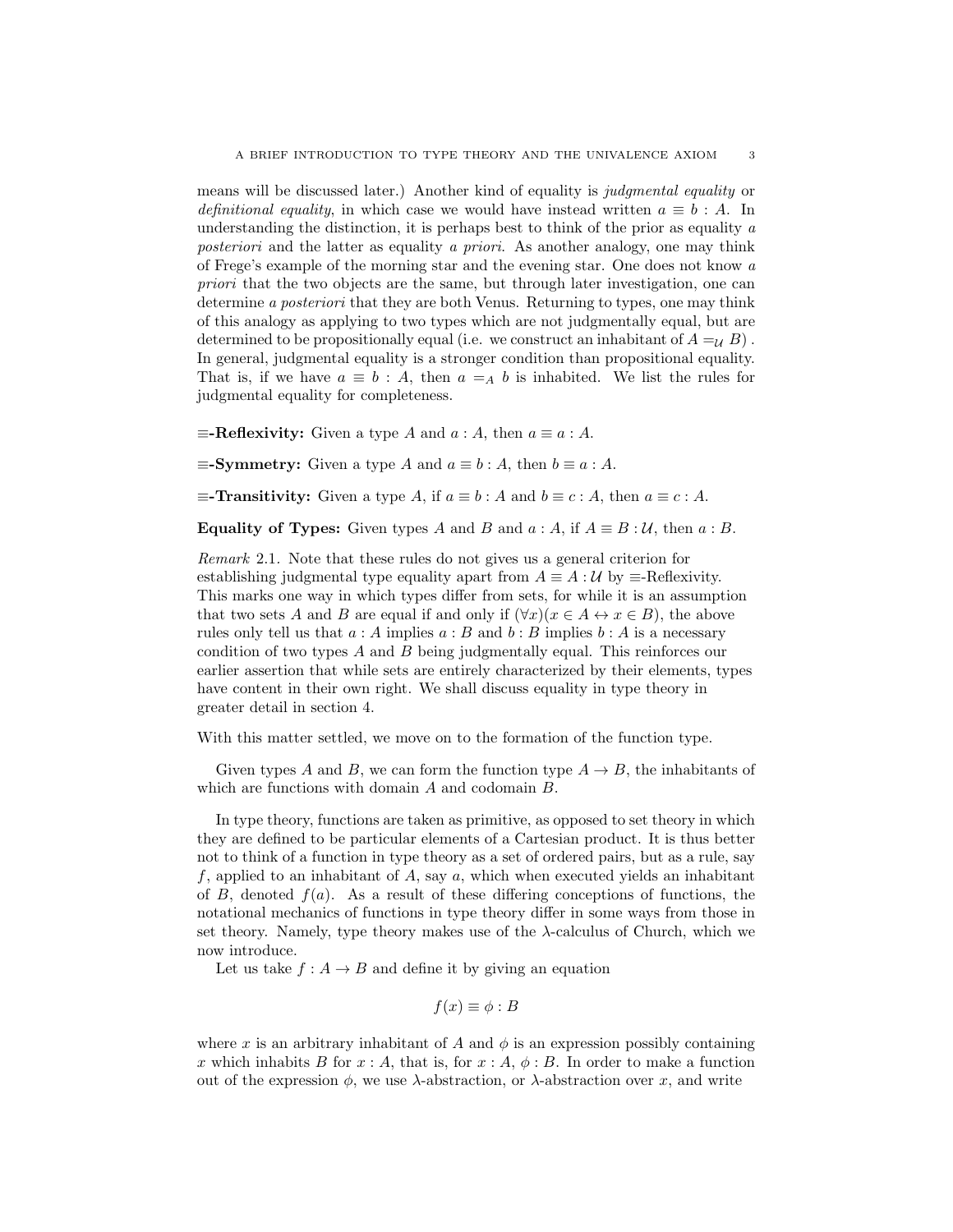means will be discussed later.) Another kind of equality is *judgmental equality* or *definitional equality*, in which case we would have instead written $a \equiv b : A$. In understanding the distinction, it is perhaps best to think of the prior as equality *a posteriori* and the latter as equality *a priori*. As another analogy, one may think of Frege's example of the morning star and the evening star. One does not know *a priori* that the two objects are the same, but through later investigation, one can determine *a posteriori* that they are both Venus. Returning to types, one may think of this analogy as applying to two types which are not judgmentally equal, but are determined to be propositionally equal (i.e. we construct an inhabitant of $A =_{\mathcal{U}} B$) . In general, judgmental equality is a stronger condition than propositional equality. That is, if we have $a \equiv b : A$, then $a =_A b$ is inhabited. We list the rules for judgmental equality for completeness.

**$\equiv$-Reflexivity:** Given a type $A$ and $a : A$, then $a \equiv a : A$.

**$\equiv$-Symmetry:** Given a type $A$ and $a \equiv b : A$, then $b \equiv a : A$.

**$\equiv$-Transitivity:** Given a type $A$, if $a \equiv b : A$ and $b \equiv c : A$, then $a \equiv c : A$.

**Equality of Types:** Given types $A$ and $B$ and $a : A$, if $A \equiv B : \mathcal{U}$, then $a : B$.

*Remark* 2.1. Note that these rules do not gives us a general criterion for establishing judgmental type equality apart from $A \equiv A : \mathcal{U}$ by $\equiv$-Reflexivity. This marks one way in which types differ from sets, for while it is an assumption that two sets $A$ and $B$ are equal if and only if $(\forall x)(x \in A \leftrightarrow x \in B)$, the above rules only tell us that $a : A$ implies $a : B$ and $b : B$ implies $b : A$ is a necessary condition of two types $A$ and $B$ being judgmentally equal. This reinforces our earlier assertion that while sets are entirely characterized by their elements, types have content in their own right. We shall discuss equality in type theory in greater detail in section 4.

With this matter settled, we move on to the formation of the function type.

Given types $A$ and $B$, we can form the function type $A \to B$, the inhabitants of which are functions with domain $A$ and codomain $B$.

In type theory, functions are taken as primitive, as opposed to set theory in which they are defined to be particular elements of a Cartesian product. It is thus better not to think of a function in type theory as a set of ordered pairs, but as a rule, say $f$, applied to an inhabitant of $A$, say $a$, which when executed yields an inhabitant of $B$, denoted $f(a)$. As a result of these differing conceptions of functions, the notational mechanics of functions in type theory differ in some ways from those in set theory. Namely, type theory makes use of the $\lambda$-calculus of Church, which we now introduce.

Let us take $f : A \to B$ and define it by giving an equation

$$f(x) \equiv \phi : B$$

where $x$ is an arbitrary inhabitant of $A$ and $\phi$ is an expression possibly containing $x$ which inhabits $B$ for $x : A$, that is, for $x : A$, $\phi : B$. In order to make a function out of the expression $\phi$, we use $\lambda$-abstraction, or $\lambda$-abstraction over $x$, and write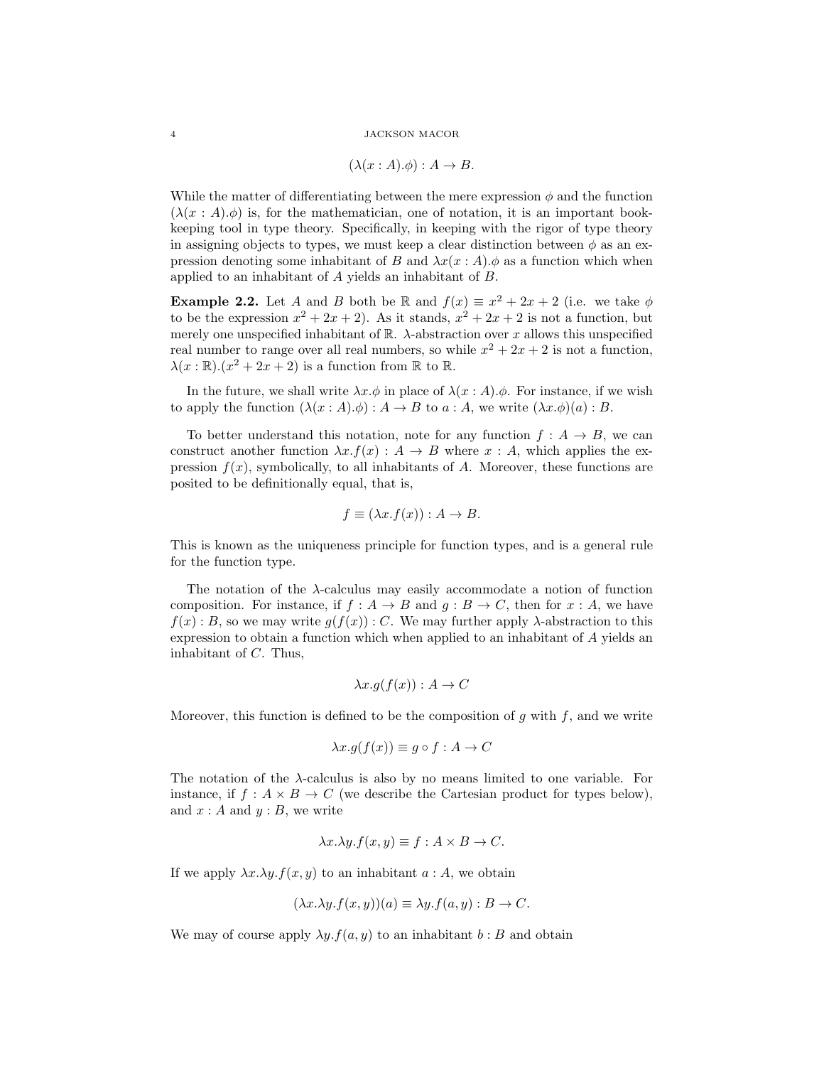$$(\lambda(x : A).\phi) : A \to B.$$

While the matter of differentiating between the mere expression $\phi$ and the function $(\lambda(x : A).\phi)$ is, for the mathematician, one of notation, it is an important book-keeping tool in type theory. Specifically, in keeping with the rigor of type theory in assigning objects to types, we must keep a clear distinction between $\phi$ as an expression denoting some inhabitant of $B$ and $\lambda x(x : A).\phi$ as a function which when applied to an inhabitant of $A$ yields an inhabitant of $B$.

**Example 2.2.** Let $A$ and $B$ both be $\mathbb{R}$ and $f(x) \equiv x^2 + 2x + 2$ (i.e. we take $\phi$ to be the expression $x^2 + 2x + 2$). As it stands, $x^2 + 2x + 2$ is not a function, but merely one unspecified inhabitant of $\mathbb{R}$. $\lambda$-abstraction over $x$ allows this unspecified real number to range over all real numbers, so while $x^2 + 2x + 2$ is not a function, $\lambda(x : \mathbb{R}).(x^2 + 2x + 2)$ is a function from $\mathbb{R}$ to $\mathbb{R}$.

In the future, we shall write $\lambda x.\phi$ in place of $\lambda(x : A).\phi$. For instance, if we wish to apply the function $(\lambda(x : A).\phi) : A \to B$ to $a : A$, we write $(\lambda x.\phi)(a) : B$.

To better understand this notation, note for any function $f : A \to B$, we can construct another function $\lambda x.f(x) : A \to B$ where $x : A$, which applies the expression $f(x)$, symbolically, to all inhabitants of $A$. Moreover, these functions are posited to be definitionally equal, that is,

$$f \equiv (\lambda x.f(x)) : A \to B.$$

This is known as the uniqueness principle for function types, and is a general rule for the function type.

The notation of the $\lambda$-calculus may easily accommodate a notion of function composition. For instance, if $f : A \to B$ and $g : B \to C$, then for $x : A$, we have $f(x) : B$, so we may write $g(f(x)) : C$. We may further apply $\lambda$-abstraction to this expression to obtain a function which when applied to an inhabitant of $A$ yields an inhabitant of $C$. Thus,

$$\lambda x.g(f(x)) : A \to C$$

Moreover, this function is defined to be the composition of $g$ with $f$, and we write

$$\lambda x.g(f(x)) \equiv g \circ f : A \to C$$

The notation of the $\lambda$-calculus is also by no means limited to one variable. For instance, if $f : A \times B \to C$ (we describe the Cartesian product for types below), and $x : A$ and $y : B$, we write

$$\lambda x.\lambda y.f(x, y) \equiv f : A \times B \to C.$$

If we apply $\lambda x.\lambda y.f(x, y)$ to an inhabitant $a : A$, we obtain

$$(\lambda x.\lambda y.f(x, y))(a) \equiv \lambda y.f(a, y) : B \to C.$$

We may of course apply $\lambda y.f(a, y)$ to an inhabitant $b : B$ and obtain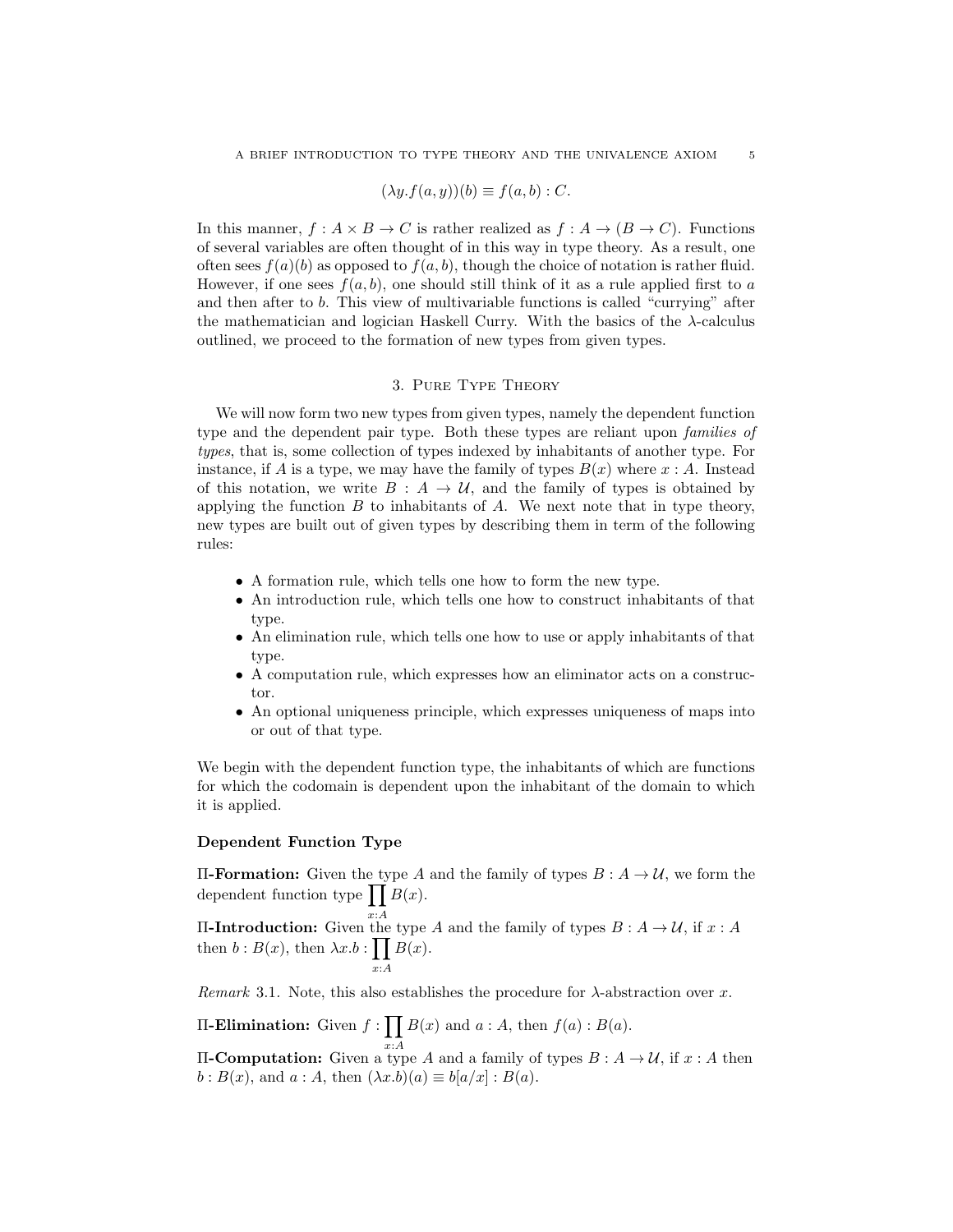$$(\lambda y.f(a, y))(b) \equiv f(a, b) : C.$$

In this manner, $f : A \times B \to C$ is rather realized as $f : A \to (B \to C)$. Functions of several variables are often thought of in this way in type theory. As a result, one often sees $f(a)(b)$ as opposed to $f(a, b)$, though the choice of notation is rather fluid. However, if one sees $f(a, b)$, one should still think of it as a rule applied first to $a$ and then after to $b$. This view of multivariable functions is called "currying" after the mathematician and logician Haskell Curry. With the basics of the $\lambda$-calculus outlined, we proceed to the formation of new types from given types.

## 3. Pure Type Theory

We will now form two new types from given types, namely the dependent function type and the dependent pair type. Both these types are reliant upon *families of types*, that is, some collection of types indexed by inhabitants of another type. For instance, if $A$ is a type, we may have the family of types $B(x)$ where $x : A$. Instead of this notation, we write $B : A \to \mathcal{U}$, and the family of types is obtained by applying the function $B$ to inhabitants of $A$. We next note that in type theory, new types are built out of given types by describing them in term of the following rules:

- A formation rule, which tells one how to form the new type.
- An introduction rule, which tells one how to construct inhabitants of that type.
- An elimination rule, which tells one how to use or apply inhabitants of that type.
- A computation rule, which expresses how an eliminator acts on a constructor.
- An optional uniqueness principle, which expresses uniqueness of maps into or out of that type.

We begin with the dependent function type, the inhabitants of which are functions for which the codomain is dependent upon the inhabitant of the domain to which it is applied.

**Dependent Function Type**

**$\Pi$-Formation:** Given the type $A$ and the family of types $B : A \to \mathcal{U}$, we form the dependent function type $\prod_{x:A} B(x)$.

**$\Pi$-Introduction:** Given the type $A$ and the family of types $B : A \to \mathcal{U}$, if $x : A$ then $b : B(x)$, then $\lambda x.b : \prod_{x:A} B(x)$.

*Remark* 3.1. Note, this also establishes the procedure for $\lambda$-abstraction over $x$.

**$\Pi$-Elimination:** Given $f : \prod_{x:A} B(x)$ and $a : A$, then $f(a) : B(a)$.

**$\Pi$-Computation:** Given a type $A$ and a family of types $B : A \to \mathcal{U}$, if $x : A$ then $b : B(x)$, and $a : A$, then $(\lambda x.b)(a) \equiv b[a/x] : B(a)$.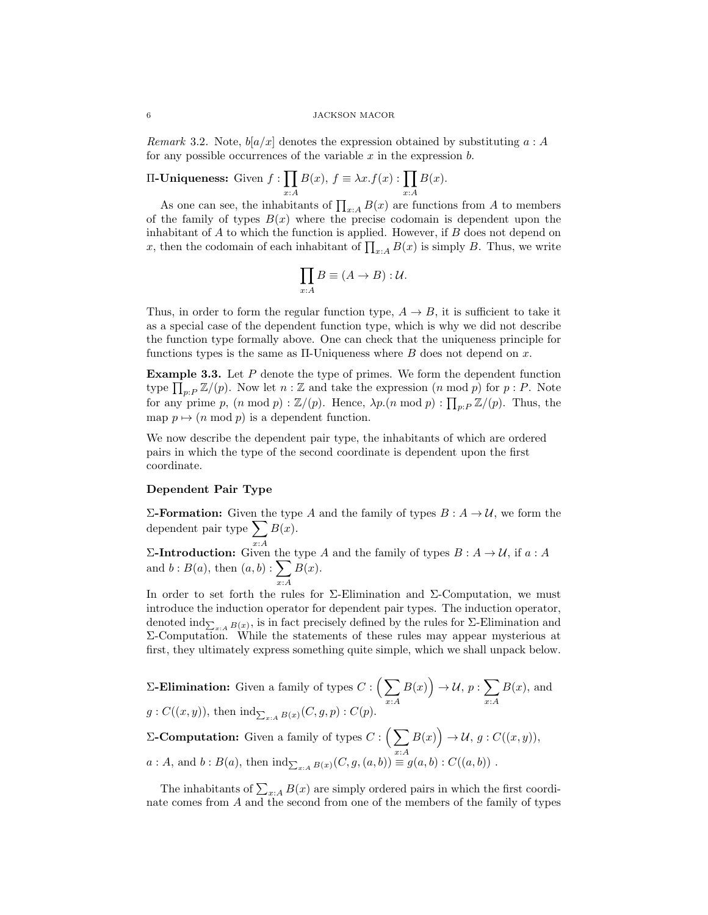*Remark* 3.2. Note, $b[a/x]$ denotes the expression obtained by substituting $a : A$ for any possible occurrences of the variable $x$ in the expression $b$.

**Π-Uniqueness:** Given $f : \prod_{x:A} B(x)$, $f \equiv \lambda x.f(x) : \prod_{x:A} B(x)$.

As one can see, the inhabitants of $\prod_{x:A} B(x)$ are functions from $A$ to members of the family of types $B(x)$ where the precise codomain is dependent upon the inhabitant of $A$ to which the function is applied. However, if $B$ does not depend on $x$, then the codomain of each inhabitant of $\prod_{x:A} B(x)$ is simply $B$. Thus, we write

$$\prod_{x:A} B \equiv (A \to B) : \mathcal{U}.$$

Thus, in order to form the regular function type, $A \to B$, it is sufficient to take it as a special case of the dependent function type, which is why we did not describe the function type formally above. One can check that the uniqueness principle for functions types is the same as Π-Uniqueness where $B$ does not depend on $x$.

**Example 3.3.** Let $P$ denote the type of primes. We form the dependent function type $\prod_{p:P} \mathbb{Z}/(p)$. Now let $n : \mathbb{Z}$ and take the expression $(n \bmod p)$ for $p : P$. Note for any prime $p$, $(n \bmod p) : \mathbb{Z}/(p)$. Hence, $\lambda p.(n \bmod p) : \prod_{p:P} \mathbb{Z}/(p)$. Thus, the map $p \mapsto (n \bmod p)$ is a dependent function.

We now describe the dependent pair type, the inhabitants of which are ordered pairs in which the type of the second coordinate is dependent upon the first coordinate.

**Dependent Pair Type**

**Σ-Formation:** Given the type $A$ and the family of types $B : A \to \mathcal{U}$, we form the dependent pair type $\sum_{x:A} B(x)$.

**Σ-Introduction:** Given the type $A$ and the family of types $B : A \to \mathcal{U}$, if $a : A$ and $b : B(a)$, then $(a, b) : \sum_{x:A} B(x)$.

In order to set forth the rules for Σ-Elimination and Σ-Computation, we must introduce the induction operator for dependent pair types. The induction operator, denoted $\mathrm{ind}_{\sum_{x:A} B(x)}$, is in fact precisely defined by the rules for Σ-Elimination and Σ-Computation. While the statements of these rules may appear mysterious at first, they ultimately express something quite simple, which we shall unpack below.

**Σ-Elimination:** Given a family of types $C : \left(\sum_{x:A} B(x)\right) \to \mathcal{U}$, $p : \sum_{x:A} B(x)$, and $g : C((x, y))$, then $\mathrm{ind}_{\sum_{x:A} B(x)}(C, g, p) : C(p)$.

**Σ-Computation:** Given a family of types $C : \left(\sum_{x:A} B(x)\right) \to \mathcal{U}$, $g : C((x, y))$, $a : A$, and $b : B(a)$, then $\mathrm{ind}_{\sum_{x:A} B(x)}(C, g, (a, b)) \equiv g(a, b) : C((a, b))$ .

The inhabitants of $\sum_{x:A} B(x)$ are simply ordered pairs in which the first coordinate comes from $A$ and the second from one of the members of the family of types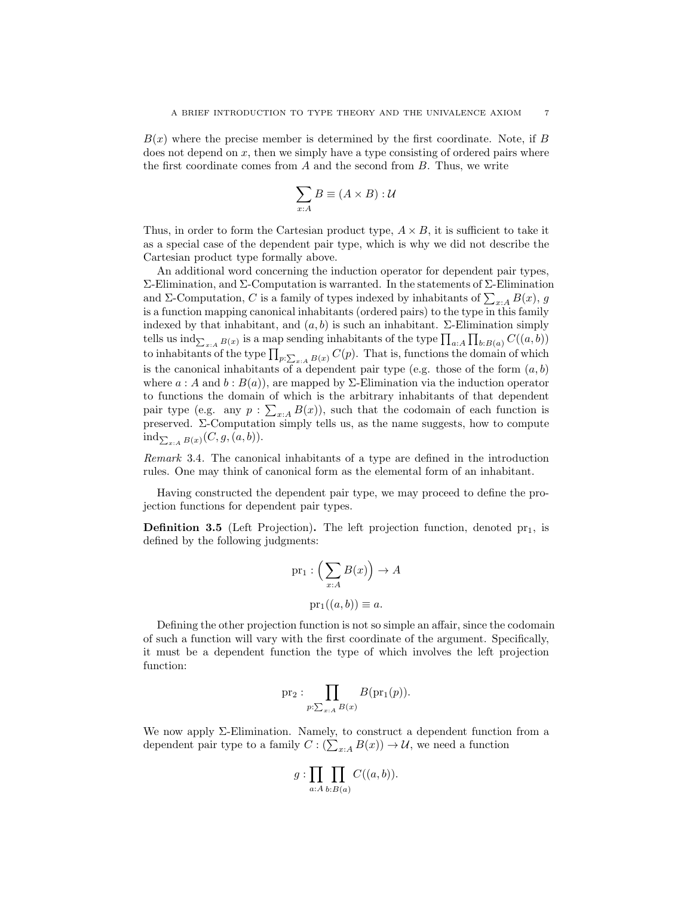$B(x)$ where the precise member is determined by the first coordinate. Note, if $B$ does not depend on $x$, then we simply have a type consisting of ordered pairs where the first coordinate comes from $A$ and the second from $B$. Thus, we write

$$\sum_{x:A} B \equiv (A \times B) : \mathcal{U}$$

Thus, in order to form the Cartesian product type, $A \times B$, it is sufficient to take it as a special case of the dependent pair type, which is why we did not describe the Cartesian product type formally above.

An additional word concerning the induction operator for dependent pair types, Σ-Elimination, and Σ-Computation is warranted. In the statements of Σ-Elimination and Σ-Computation, $C$ is a family of types indexed by inhabitants of $\sum_{x:A} B(x)$, $g$ is a function mapping canonical inhabitants (ordered pairs) to the type in this family indexed by that inhabitant, and $(a, b)$ is such an inhabitant. Σ-Elimination simply tells us $\mathrm{ind}_{\sum_{x:A} B(x)}$ is a map sending inhabitants of the type $\prod_{a:A} \prod_{b:B(a)} C((a, b))$ to inhabitants of the type $\prod_{p:\sum_{x:A} B(x)} C(p)$. That is, functions the domain of which is the canonical inhabitants of a dependent pair type (e.g. those of the form $(a, b)$ where $a : A$ and $b : B(a)$), are mapped by Σ-Elimination via the induction operator to functions the domain of which is the arbitrary inhabitants of that dependent pair type (e.g. any $p : \sum_{x:A} B(x)$), such that the codomain of each function is preserved. Σ-Computation simply tells us, as the name suggests, how to compute $\mathrm{ind}_{\sum_{x:A} B(x)}(C, g, (a, b))$.

*Remark* 3.4. The canonical inhabitants of a type are defined in the introduction rules. One may think of canonical form as the elemental form of an inhabitant.

Having constructed the dependent pair type, we may proceed to define the projection functions for dependent pair types.

**Definition 3.5** (Left Projection)**.** The left projection function, denoted $\mathrm{pr}_1$, is defined by the following judgments:

$$\mathrm{pr}_1 : \Big( \sum_{x:A} B(x) \Big) \to A$$

$$\mathrm{pr}_1((a, b)) \equiv a.$$

Defining the other projection function is not so simple an affair, since the codomain of such a function will vary with the first coordinate of the argument. Specifically, it must be a dependent function the type of which involves the left projection function:

$$\mathrm{pr}_2 : \prod_{p:\sum_{x:A} B(x)} B(\mathrm{pr}_1(p)).$$

We now apply Σ-Elimination. Namely, to construct a dependent function from a dependent pair type to a family $C : (\sum_{x:A} B(x)) \to \mathcal{U}$, we need a function

$$g : \prod_{a:A} \prod_{b:B(a)} C((a, b)).$$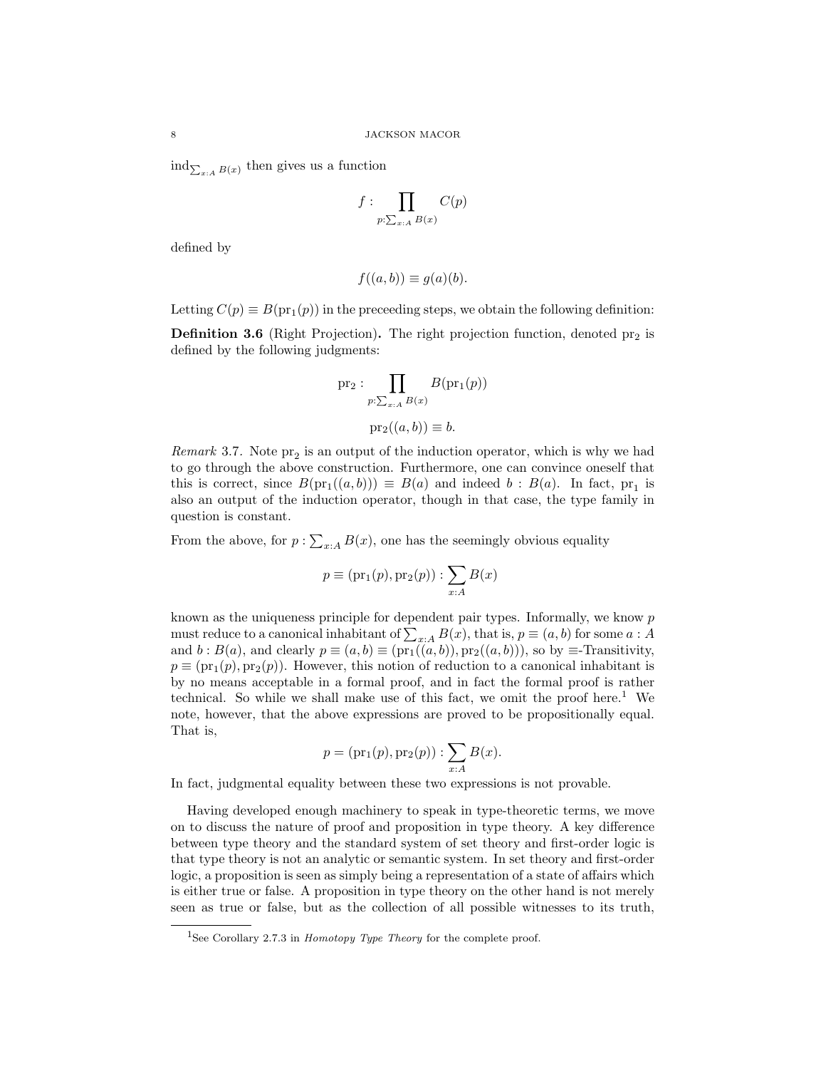$\mathrm{ind}_{\sum_{x:A} B(x)}$ then gives us a function

$$f : \prod_{p:\sum_{x:A} B(x)} C(p)$$

defined by

$$f((a, b)) \equiv g(a)(b).$$

Letting $C(p) \equiv B(\mathrm{pr}_1(p))$ in the preceeding steps, we obtain the following definition:

**Definition 3.6** (Right Projection)**.** The right projection function, denoted $\mathrm{pr}_2$ is defined by the following judgments:

$$\mathrm{pr}_2 : \prod_{p:\sum_{x:A} B(x)} B(\mathrm{pr}_1(p))$$

$$\mathrm{pr}_2((a, b)) \equiv b.$$

*Remark* 3.7. Note $\mathrm{pr}_2$ is an output of the induction operator, which is why we had to go through the above construction. Furthermore, one can convince oneself that this is correct, since $B(\mathrm{pr}_1((a, b))) \equiv B(a)$ and indeed $b : B(a)$. In fact, $\mathrm{pr}_1$ is also an output of the induction operator, though in that case, the type family in question is constant.

From the above, for $p : \sum_{x:A} B(x)$, one has the seemingly obvious equality

$$p \equiv (\mathrm{pr}_1(p), \mathrm{pr}_2(p)) : \sum_{x:A} B(x)$$

known as the uniqueness principle for dependent pair types. Informally, we know $p$ must reduce to a canonical inhabitant of $\sum_{x:A} B(x)$, that is, $p \equiv (a, b)$ for some $a : A$ and $b : B(a)$, and clearly $p \equiv (a, b) \equiv (\mathrm{pr}_1((a, b)), \mathrm{pr}_2((a, b)))$, so by $\equiv$-Transitivity, $p \equiv (\mathrm{pr}_1(p), \mathrm{pr}_2(p))$. However, this notion of reduction to a canonical inhabitant is by no means acceptable in a formal proof, and in fact the formal proof is rather technical. So while we shall make use of this fact, we omit the proof here.[1] We note, however, that the above expressions are proved to be propositionally equal. That is,

$$p = (\mathrm{pr}_1(p), \mathrm{pr}_2(p)) : \sum_{x:A} B(x).$$

In fact, judgmental equality between these two expressions is not provable.

Having developed enough machinery to speak in type-theoretic terms, we move on to discuss the nature of proof and proposition in type theory. A key difference between type theory and the standard system of set theory and first-order logic is that type theory is not an analytic or semantic system. In set theory and first-order logic, a proposition is seen as simply being a representation of a state of affairs which is either true or false. A proposition in type theory on the other hand is not merely seen as true or false, but as the collection of all possible witnesses to its truth,

[1] See Corollary 2.7.3 in *Homotopy Type Theory* for the complete proof.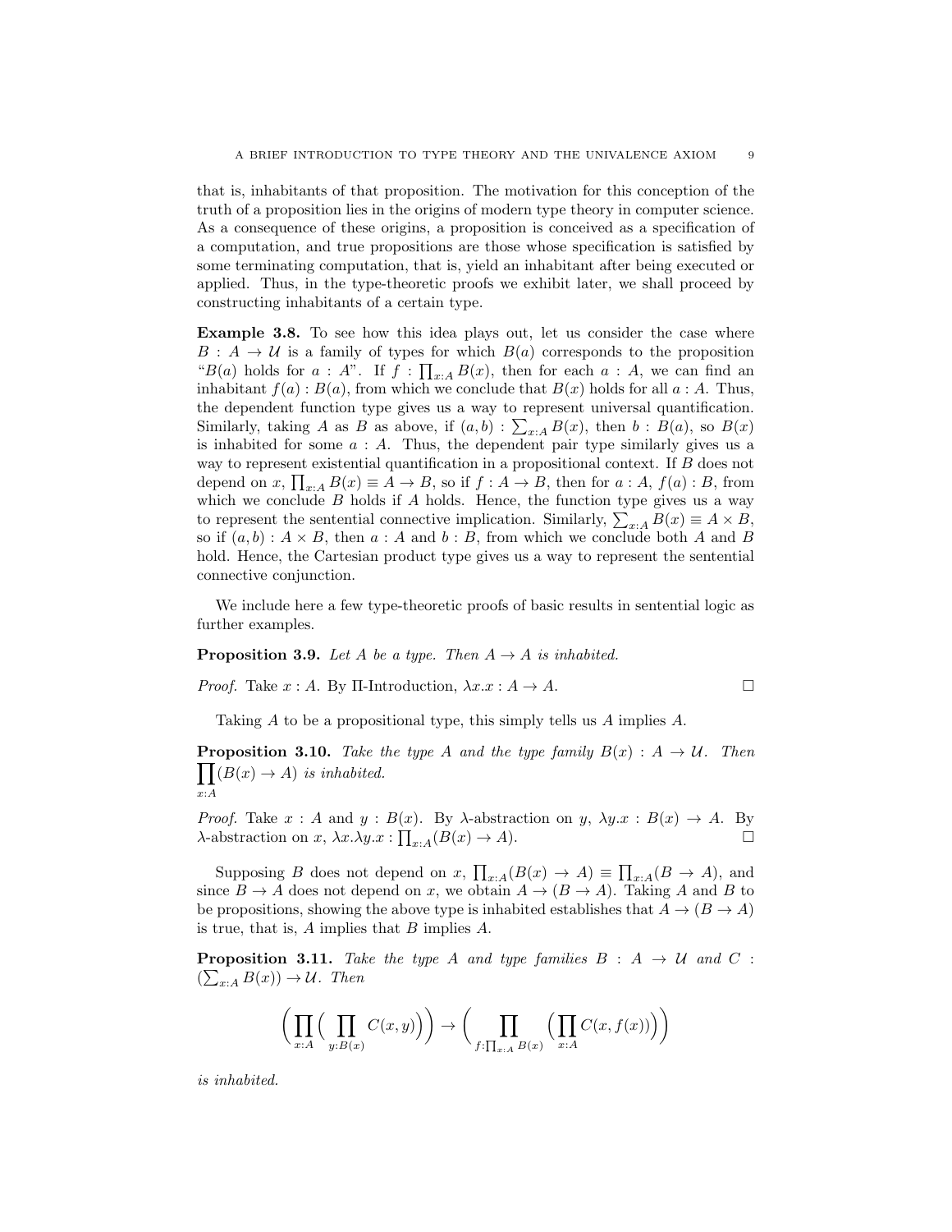that is, inhabitants of that proposition. The motivation for this conception of the truth of a proposition lies in the origins of modern type theory in computer science. As a consequence of these origins, a proposition is conceived as a specification of a computation, and true propositions are those whose specification is satisfied by some terminating computation, that is, yield an inhabitant after being executed or applied. Thus, in the type-theoretic proofs we exhibit later, we shall proceed by constructing inhabitants of a certain type.

**Example 3.8.** To see how this idea plays out, let us consider the case where $B : A \to \mathcal{U}$ is a family of types for which $B(a)$ corresponds to the proposition "$B(a)$ holds for $a : A$". If $f : \prod_{x:A} B(x)$, then for each $a : A$, we can find an inhabitant $f(a) : B(a)$, from which we conclude that $B(x)$ holds for all $a : A$. Thus, the dependent function type gives us a way to represent universal quantification. Similarly, taking $A$ as $B$ as above, if $(a, b) : \sum_{x:A} B(x)$, then $b : B(a)$, so $B(x)$ is inhabited for some $a : A$. Thus, the dependent pair type similarly gives us a way to represent existential quantification in a propositional context. If $B$ does not depend on $x$, $\prod_{x:A} B(x) \equiv A \to B$, so if $f : A \to B$, then for $a : A$, $f(a) : B$, from which we conclude $B$ holds if $A$ holds. Hence, the function type gives us a way to represent the sentential connective implication. Similarly, $\sum_{x:A} B(x) \equiv A \times B$, so if $(a, b) : A \times B$, then $a : A$ and $b : B$, from which we conclude both $A$ and $B$ hold. Hence, the Cartesian product type gives us a way to represent the sentential connective conjunction.

We include here a few type-theoretic proofs of basic results in sentential logic as further examples.

**Proposition 3.9.** *Let $A$ be a type. Then $A \to A$ is inhabited.*

*Proof.* Take $x : A$. By Π-Introduction, $\lambda x.x : A \to A$. □

Taking $A$ to be a propositional type, this simply tells us $A$ implies $A$.

**Proposition 3.10.** *Take the type $A$ and the type family $B(x) : A \to \mathcal{U}$. Then $\prod_{x:A}(B(x) \to A)$ is inhabited.*

*Proof.* Take $x : A$ and $y : B(x)$. By $\lambda$-abstraction on $y$, $\lambda y.x : B(x) \to A$. By $\lambda$-abstraction on $x$, $\lambda x.\lambda y.x : \prod_{x:A}(B(x) \to A)$. □

Supposing $B$ does not depend on $x$, $\prod_{x:A}(B(x) \to A) \equiv \prod_{x:A}(B \to A)$, and since $B \to A$ does not depend on $x$, we obtain $A \to (B \to A)$. Taking $A$ and $B$ to be propositions, showing the above type is inhabited establishes that $A \to (B \to A)$ is true, that is, $A$ implies that $B$ implies $A$.

**Proposition 3.11.** *Take the type $A$ and type families $B : A \to \mathcal{U}$ and $C : (\sum_{x:A} B(x)) \to \mathcal{U}$. Then*

$$\Big(\prod_{x:A}\Big(\prod_{y:B(x)} C(x,y)\Big)\Big) \to \Big(\prod_{f:\prod_{x:A} B(x)}\Big(\prod_{x:A} C(x, f(x))\Big)\Big)$$

*is inhabited.*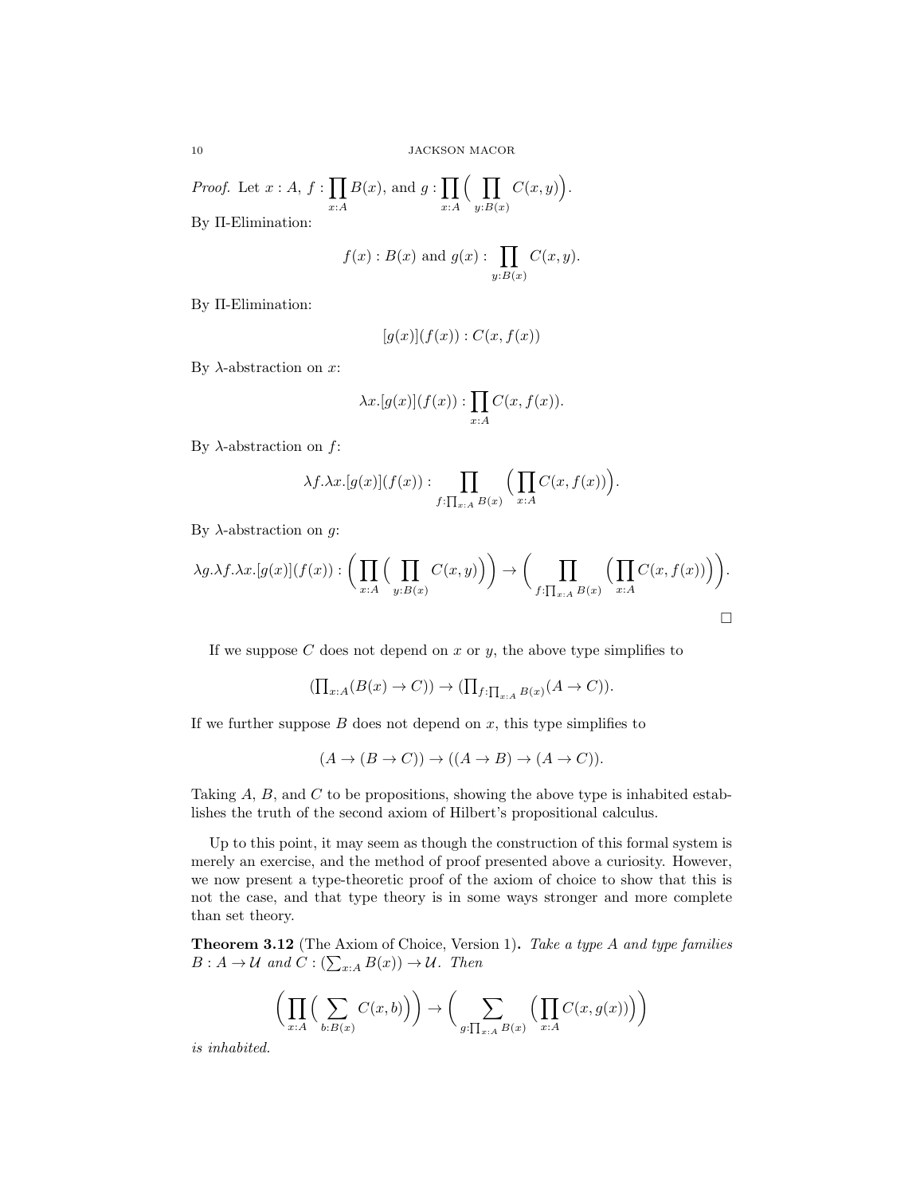*Proof.* Let $x : A$, $f : \prod_{x:A} B(x)$, and $g : \prod_{x:A} \Big( \prod_{y:B(x)} C(x,y) \Big)$.

By Π-Elimination:

$$f(x) : B(x) \text{ and } g(x) : \prod_{y:B(x)} C(x,y).$$

By Π-Elimination:

$$[g(x)](f(x)) : C(x, f(x))$$

By λ-abstraction on $x$:

$$\lambda x.[g(x)](f(x)) : \prod_{x:A} C(x, f(x)).$$

By λ-abstraction on $f$:

$$\lambda f.\lambda x.[g(x)](f(x)) : \prod_{f:\prod_{x:A} B(x)} \Big( \prod_{x:A} C(x, f(x)) \Big).$$

By λ-abstraction on $g$:

$$\lambda g.\lambda f.\lambda x.[g(x)](f(x)) : \Big( \prod_{x:A} \Big( \prod_{y:B(x)} C(x,y) \Big) \Big) \to \Big( \prod_{f:\prod_{x:A} B(x)} \Big( \prod_{x:A} C(x, f(x)) \Big) \Big).$$

□

If we suppose $C$ does not depend on $x$ or $y$, the above type simplifies to

$$(\textstyle\prod_{x:A}(B(x) \to C)) \to (\prod_{f:\prod_{x:A} B(x)}(A \to C)).$$

If we further suppose $B$ does not depend on $x$, this type simplifies to

$$(A \to (B \to C)) \to ((A \to B) \to (A \to C)).$$

Taking $A$, $B$, and $C$ to be propositions, showing the above type is inhabited establishes the truth of the second axiom of Hilbert's propositional calculus.

Up to this point, it may seem as though the construction of this formal system is merely an exercise, and the method of proof presented above a curiosity. However, we now present a type-theoretic proof of the axiom of choice to show that this is not the case, and that type theory is in some ways stronger and more complete than set theory.

**Theorem 3.12** (The Axiom of Choice, Version 1)**.** *Take a type $A$ and type families $B : A \to \mathcal{U}$ and $C : (\sum_{x:A} B(x)) \to \mathcal{U}$. Then*

$$\Big( \prod_{x:A} \Big( \sum_{b:B(x)} C(x,b) \Big) \Big) \to \Big( \sum_{g:\prod_{x:A} B(x)} \Big( \prod_{x:A} C(x, g(x)) \Big) \Big)$$

*is inhabited.*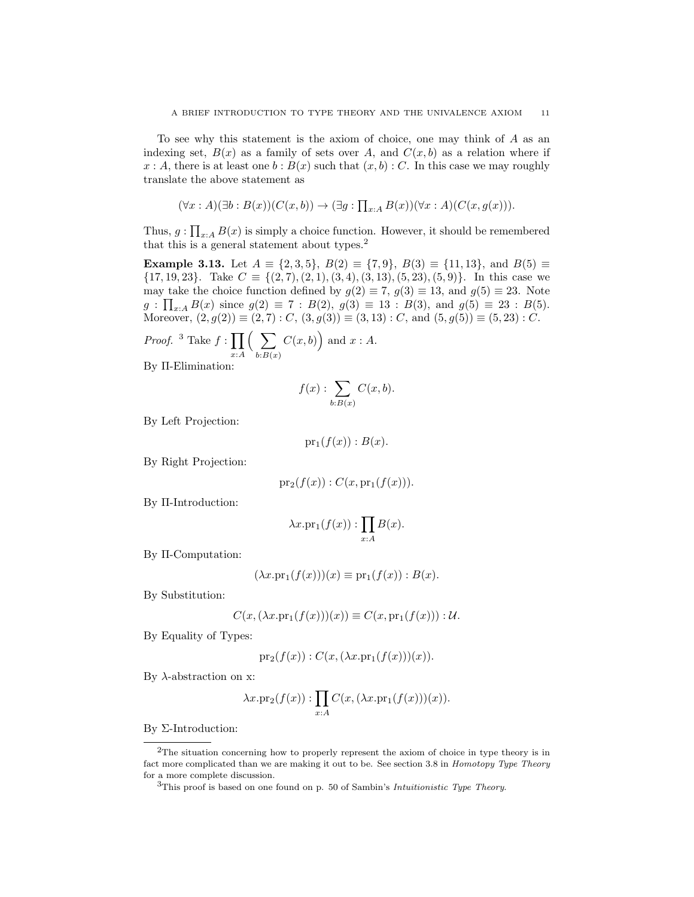To see why this statement is the axiom of choice, one may think of $A$ as an indexing set, $B(x)$ as a family of sets over $A$, and $C(x, b)$ as a relation where if $x : A$, there is at least one $b : B(x)$ such that $(x, b) : C$. In this case we may roughly translate the above statement as

$$(\forall x : A)(\exists b : B(x))(C(x, b)) \to (\exists g : \textstyle\prod_{x:A} B(x))(\forall x : A)(C(x, g(x))).$$

Thus, $g : \prod_{x:A} B(x)$ is simply a choice function. However, it should be remembered that this is a general statement about types.[2]

**Example 3.13.** Let $A \equiv \{2, 3, 5\}$, $B(2) \equiv \{7, 9\}$, $B(3) \equiv \{11, 13\}$, and $B(5) \equiv \{17, 19, 23\}$. Take $C \equiv \{(2, 7), (2, 1), (3, 4), (3, 13), (5, 23), (5, 9)\}$. In this case we may take the choice function defined by $g(2) \equiv 7$, $g(3) \equiv 13$, and $g(5) \equiv 23$. Note $g : \prod_{x:A} B(x)$ since $g(2) \equiv 7 : B(2)$, $g(3) \equiv 13 : B(3)$, and $g(5) \equiv 23 : B(5)$. Moreover, $(2, g(2)) \equiv (2, 7) : C$, $(3, g(3)) \equiv (3, 13) : C$, and $(5, g(5)) \equiv (5, 23) : C$.

*Proof.* [3] Take $f : \prod\limits_{x:A} \Big( \sum\limits_{b:B(x)} C(x, b) \Big)$ and $x : A$.
By Π-Elimination:

$$f(x) : \sum_{b:B(x)} C(x, b).$$

By Left Projection:

$$\mathrm{pr}_1(f(x)) : B(x).$$

By Right Projection:

$$\mathrm{pr}_2(f(x)) : C(x, \mathrm{pr}_1(f(x))).$$

By Π-Introduction:

$$\lambda x.\mathrm{pr}_1(f(x)) : \prod_{x:A} B(x).$$

By Π-Computation:

$$(\lambda x.\mathrm{pr}_1(f(x)))(x) \equiv \mathrm{pr}_1(f(x)) : B(x).$$

By Substitution:

$$C(x, (\lambda x.\mathrm{pr}_1(f(x)))(x)) \equiv C(x, \mathrm{pr}_1(f(x))) : \mathcal{U}.$$

By Equality of Types:

$$\mathrm{pr}_2(f(x)) : C(x, (\lambda x.\mathrm{pr}_1(f(x)))(x)).$$

By λ-abstraction on x:

$$\lambda x.\mathrm{pr}_2(f(x)) : \prod_{x:A} C(x, (\lambda x.\mathrm{pr}_1(f(x)))(x)).$$

By Σ-Introduction:

---

[2] The situation concerning how to properly represent the axiom of choice in type theory is in fact more complicated than we are making it out to be. See section 3.8 in *Homotopy Type Theory* for a more complete discussion.

[3] This proof is based on one found on p. 50 of Sambin's *Intuitionistic Type Theory*.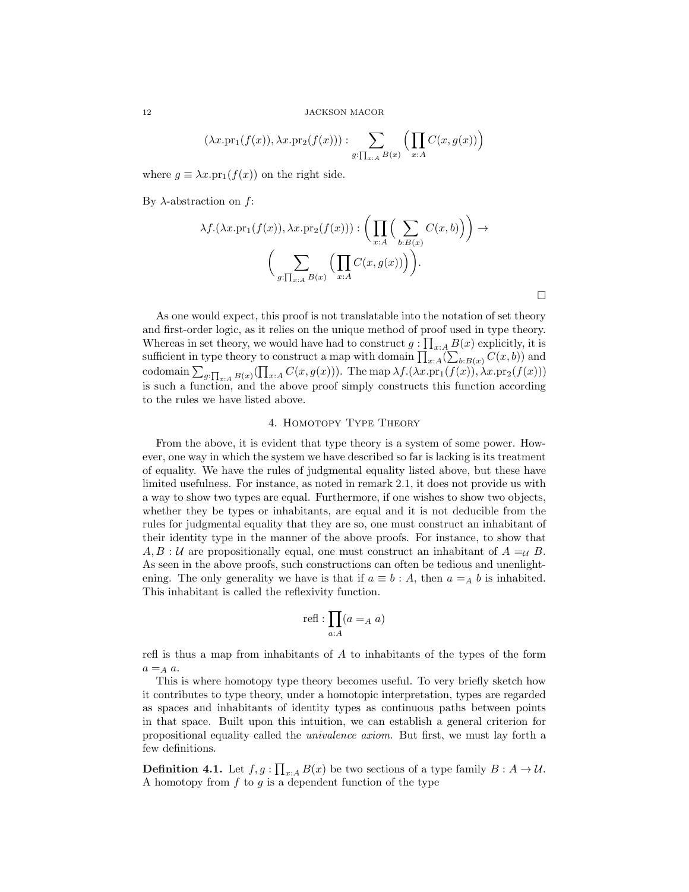$$(\lambda x.\text{pr}_1(f(x)), \lambda x.\text{pr}_2(f(x))) : \sum_{g:\prod_{x:A} B(x)} \Big(\prod_{x:A} C(x, g(x))\Big)$$

where $g \equiv \lambda x.\text{pr}_1(f(x))$ on the right side.

By $\lambda$-abstraction on $f$:

$$\lambda f.(\lambda x.\text{pr}_1(f(x)), \lambda x.\text{pr}_2(f(x))) : \Big(\prod_{x:A}\Big(\sum_{b:B(x)} C(x,b)\Big)\Big) \to \\ \Big(\sum_{g:\prod_{x:A} B(x)} \Big(\prod_{x:A} C(x, g(x))\Big)\Big).$$

□

As one would expect, this proof is not translatable into the notation of set theory and first-order logic, as it relies on the unique method of proof used in type theory. Whereas in set theory, we would have had to construct $g : \prod_{x:A} B(x)$ explicitly, it is sufficient in type theory to construct a map with domain $\prod_{x:A}(\sum_{b:B(x)} C(x,b))$ and codomain $\sum_{g:\prod_{x:A} B(x)}(\prod_{x:A} C(x, g(x)))$. The map $\lambda f.(\lambda x.\text{pr}_1(f(x)), \lambda x.\text{pr}_2(f(x)))$ is such a function, and the above proof simply constructs this function according to the rules we have listed above.

## 4. Homotopy Type Theory

From the above, it is evident that type theory is a system of some power. However, one way in which the system we have described so far is lacking is its treatment of equality. We have the rules of judgmental equality listed above, but these have limited usefulness. For instance, as noted in remark 2.1, it does not provide us with a way to show two types are equal. Furthermore, if one wishes to show two objects, whether they be types or inhabitants, are equal and it is not deducible from the rules for judgmental equality that they are so, one must construct an inhabitant of their identity type in the manner of the above proofs. For instance, to show that $A, B : \mathcal{U}$ are propositionally equal, one must construct an inhabitant of $A =_{\mathcal{U}} B$. As seen in the above proofs, such constructions can often be tedious and unenlightening. The only generality we have is that if $a \equiv b : A$, then $a =_A b$ is inhabited. This inhabitant is called the reflexivity function.

$$\text{refl} : \prod_{a:A}(a =_A a)$$

refl is thus a map from inhabitants of $A$ to inhabitants of the types of the form $a =_A a$.

This is where homotopy type theory becomes useful. To very briefly sketch how it contributes to type theory, under a homotopic interpretation, types are regarded as spaces and inhabitants of identity types as continuous paths between points in that space. Built upon this intuition, we can establish a general criterion for propositional equality called the *univalence axiom*. But first, we must lay forth a few definitions.

**Definition 4.1.** Let $f, g : \prod_{x:A} B(x)$ be two sections of a type family $B : A \to \mathcal{U}$. A homotopy from $f$ to $g$ is a dependent function of the type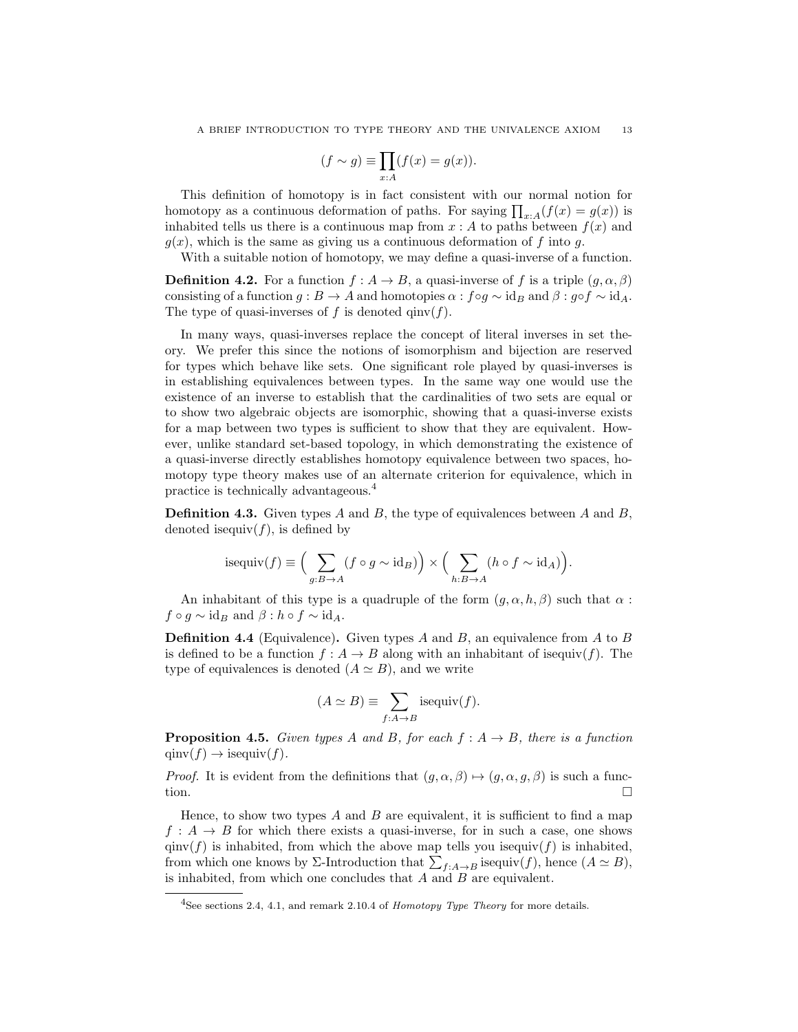$$(f \sim g) \equiv \prod_{x:A} (f(x) = g(x)).$$

This definition of homotopy is in fact consistent with our normal notion for homotopy as a continuous deformation of paths. For saying $\prod_{x:A}(f(x) = g(x))$ is inhabited tells us there is a continuous map from $x : A$ to paths between $f(x)$ and $g(x)$, which is the same as giving us a continuous deformation of $f$ into $g$.

With a suitable notion of homotopy, we may define a quasi-inverse of a function.

**Definition 4.2.** For a function $f : A \to B$, a quasi-inverse of $f$ is a triple $(g, \alpha, \beta)$ consisting of a function $g : B \to A$ and homotopies $\alpha : f \circ g \sim \mathrm{id}_B$ and $\beta : g \circ f \sim \mathrm{id}_A$. The type of quasi-inverses of $f$ is denoted $\mathrm{qinv}(f)$.

In many ways, quasi-inverses replace the concept of literal inverses in set theory. We prefer this since the notions of isomorphism and bijection are reserved for types which behave like sets. One significant role played by quasi-inverses is in establishing equivalences between types. In the same way one would use the existence of an inverse to establish that the cardinalities of two sets are equal or to show two algebraic objects are isomorphic, showing that a quasi-inverse exists for a map between two types is sufficient to show that they are equivalent. However, unlike standard set-based topology, in which demonstrating the existence of a quasi-inverse directly establishes homotopy equivalence between two spaces, homotopy type theory makes use of an alternate criterion for equivalence, which in practice is technically advantageous.[4]

**Definition 4.3.** Given types $A$ and $B$, the type of equivalences between $A$ and $B$, denoted $\mathrm{isequiv}(f)$, is defined by

$$\mathrm{isequiv}(f) \equiv \Big( \sum_{g:B \to A} (f \circ g \sim \mathrm{id}_B) \Big) \times \Big( \sum_{h:B \to A} (h \circ f \sim \mathrm{id}_A) \Big).$$

An inhabitant of this type is a quadruple of the form $(g, \alpha, h, \beta)$ such that $\alpha : f \circ g \sim \mathrm{id}_B$ and $\beta : h \circ f \sim \mathrm{id}_A$.

**Definition 4.4** (Equivalence)**.** Given types $A$ and $B$, an equivalence from $A$ to $B$ is defined to be a function $f : A \to B$ along with an inhabitant of $\mathrm{isequiv}(f)$. The type of equivalences is denoted $(A \simeq B)$, and we write

$$(A \simeq B) \equiv \sum_{f:A \to B} \mathrm{isequiv}(f).$$

**Proposition 4.5.** *Given types $A$ and $B$, for each $f : A \to B$, there is a function $\mathrm{qinv}(f) \to \mathrm{isequiv}(f)$.*

*Proof.* It is evident from the definitions that $(g, \alpha, \beta) \mapsto (g, \alpha, g, \beta)$ is such a function. □

Hence, to show two types $A$ and $B$ are equivalent, it is sufficient to find a map $f : A \to B$ for which there exists a quasi-inverse, for in such a case, one shows $\mathrm{qinv}(f)$ is inhabited, from which the above map tells you $\mathrm{isequiv}(f)$ is inhabited, from which one knows by $\Sigma$-Introduction that $\sum_{f:A \to B} \mathrm{isequiv}(f)$, hence $(A \simeq B)$, is inhabited, from which one concludes that $A$ and $B$ are equivalent.

[4] See sections 2.4, 4.1, and remark 2.10.4 of *Homotopy Type Theory* for more details.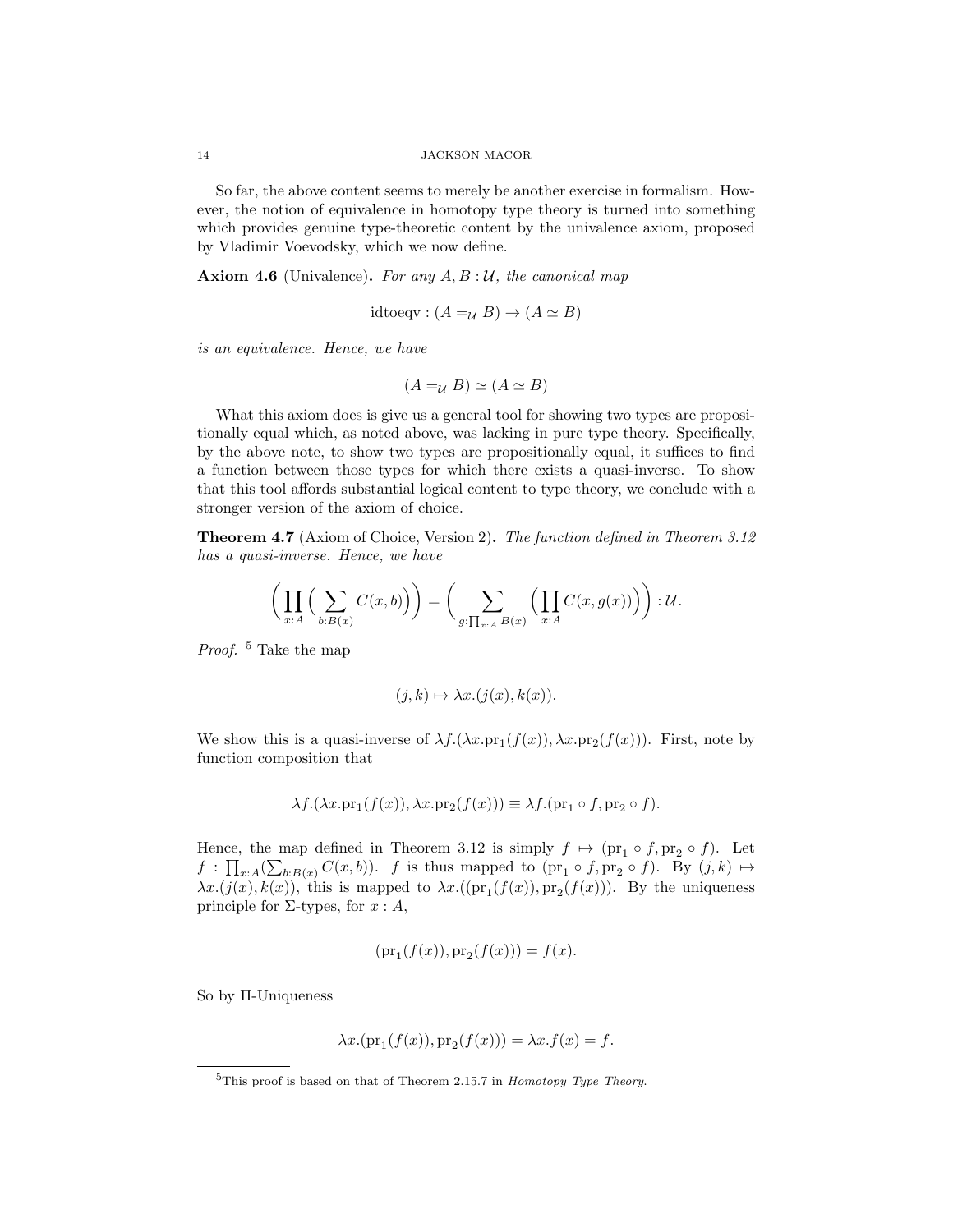So far, the above content seems to merely be another exercise in formalism. However, the notion of equivalence in homotopy type theory is turned into something which provides genuine type-theoretic content by the univalence axiom, proposed by Vladimir Voevodsky, which we now define.

**Axiom 4.6** (Univalence)**.** *For any $A, B : \mathcal{U}$, the canonical map*

$$\text{idtoeqv} : (A =_{\mathcal{U}} B) \to (A \simeq B)$$

*is an equivalence. Hence, we have*

$$(A =_{\mathcal{U}} B) \simeq (A \simeq B)$$

What this axiom does is give us a general tool for showing two types are propositionally equal which, as noted above, was lacking in pure type theory. Specifically, by the above note, to show two types are propositionally equal, it suffices to find a function between those types for which there exists a quasi-inverse. To show that this tool affords substantial logical content to type theory, we conclude with a stronger version of the axiom of choice.

**Theorem 4.7** (Axiom of Choice, Version 2)**.** *The function defined in Theorem 3.12 has a quasi-inverse. Hence, we have*

$$\Big(\prod_{x:A}\Big(\sum_{b:B(x)} C(x,b)\Big)\Big) = \Big(\sum_{g:\prod_{x:A} B(x)}\Big(\prod_{x:A} C(x, g(x))\Big)\Big) : \mathcal{U}.$$

*Proof.* [5] Take the map

$$(j,k) \mapsto \lambda x.(j(x), k(x)).$$

We show this is a quasi-inverse of $\lambda f.(\lambda x.\text{pr}_1(f(x)), \lambda x.\text{pr}_2(f(x)))$. First, note by function composition that

$$\lambda f.(\lambda x.\text{pr}_1(f(x)), \lambda x.\text{pr}_2(f(x))) \equiv \lambda f.(\text{pr}_1 \circ f, \text{pr}_2 \circ f).$$

Hence, the map defined in Theorem 3.12 is simply $f \mapsto (\text{pr}_1 \circ f, \text{pr}_2 \circ f)$. Let $f : \prod_{x:A}(\sum_{b:B(x)} C(x,b))$. $f$ is thus mapped to $(\text{pr}_1 \circ f, \text{pr}_2 \circ f)$. By $(j,k) \mapsto \lambda x.(j(x), k(x))$, this is mapped to $\lambda x.((\text{pr}_1(f(x)), \text{pr}_2(f(x)))$. By the uniqueness principle for $\Sigma$-types, for $x : A$,

$$(\text{pr}_1(f(x)), \text{pr}_2(f(x))) = f(x).$$

So by $\Pi$-Uniqueness

$$\lambda x.(\text{pr}_1(f(x)), \text{pr}_2(f(x))) = \lambda x.f(x) = f.$$

[5] This proof is based on that of Theorem 2.15.7 in *Homotopy Type Theory.*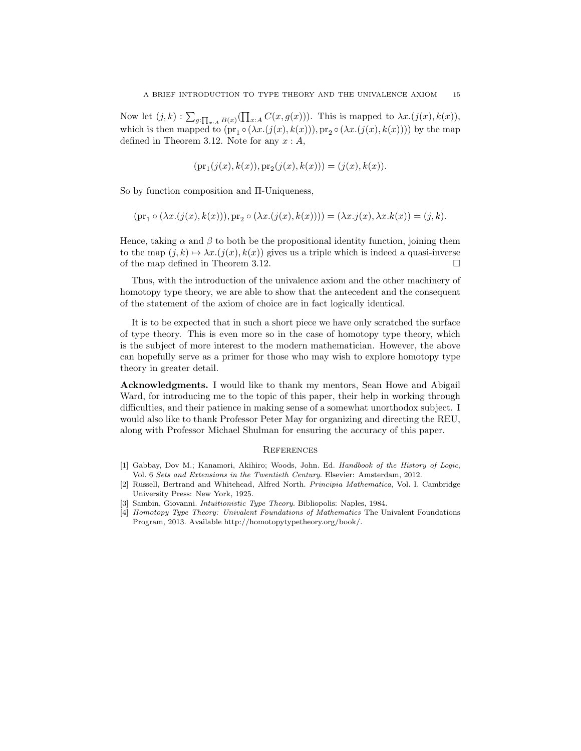Now let $(j,k) : \sum_{g:\prod_{x:A} B(x)} (\prod_{x:A} C(x, g(x)))$. This is mapped to $\lambda x.(j(x), k(x))$, which is then mapped to $(\mathrm{pr}_1 \circ (\lambda x.(j(x), k(x))), \mathrm{pr}_2 \circ (\lambda x.(j(x), k(x))))$ by the map defined in Theorem 3.12. Note for any $x : A$,

$$(\mathrm{pr}_1(j(x), k(x)), \mathrm{pr}_2(j(x), k(x))) = (j(x), k(x)).$$

So by function composition and Π-Uniqueness,

$$(\mathrm{pr}_1 \circ (\lambda x.(j(x), k(x))), \mathrm{pr}_2 \circ (\lambda x.(j(x), k(x)))) = (\lambda x.j(x), \lambda x.k(x)) = (j, k).$$

Hence, taking $\alpha$ and $\beta$ to both be the propositional identity function, joining them to the map $(j,k) \mapsto \lambda x.(j(x), k(x))$ gives us a triple which is indeed a quasi-inverse of the map defined in Theorem 3.12. □

Thus, with the introduction of the univalence axiom and the other machinery of homotopy type theory, we are able to show that the antecedent and the consequent of the statement of the axiom of choice are in fact logically identical.

It is to be expected that in such a short piece we have only scratched the surface of type theory. This is even more so in the case of homotopy type theory, which is the subject of more interest to the modern mathematician. However, the above can hopefully serve as a primer for those who may wish to explore homotopy type theory in greater detail.

**Acknowledgments.** I would like to thank my mentors, Sean Howe and Abigail Ward, for introducing me to the topic of this paper, their help in working through difficulties, and their patience in making sense of a somewhat unorthodox subject. I would also like to thank Professor Peter May for organizing and directing the REU, along with Professor Michael Shulman for ensuring the accuracy of this paper.

## References

[1] Gabbay, Dov M.; Kanamori, Akihiro; Woods, John. Ed. *Handbook of the History of Logic*, Vol. 6 *Sets and Extensions in the Twentieth Century*. Elsevier: Amsterdam, 2012.

[2] Russell, Bertrand and Whitehead, Alfred North. *Principia Mathematica*, Vol. I. Cambridge University Press: New York, 1925.

[3] Sambin, Giovanni. *Intuitionistic Type Theory*. Bibliopolis: Naples, 1984.

[4] *Homotopy Type Theory: Univalent Foundations of Mathematics* The Univalent Foundations Program, 2013. Available http://homotopytypetheory.org/book/.